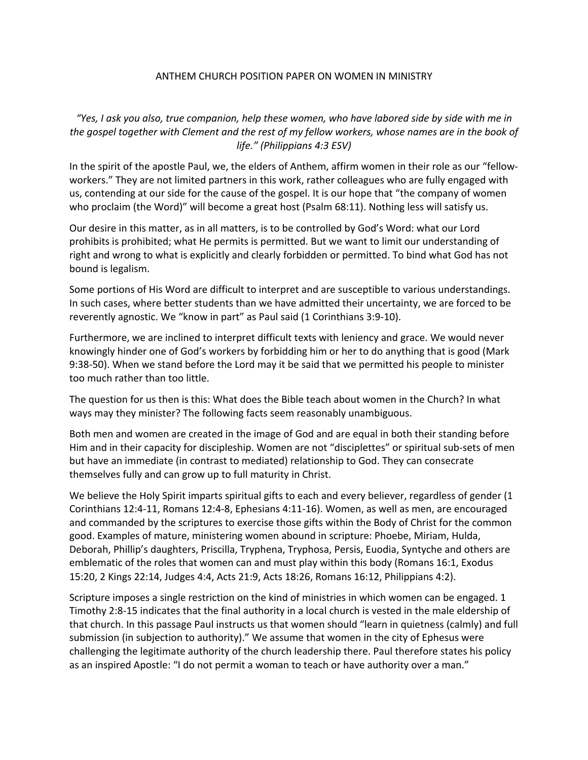# ANTHEM CHURCH POSITION PAPER ON WOMEN IN MINISTRY

*"Yes, I ask you also, true companion, help these women, who have labored side by side with me in the gospel together with Clement and the rest of my fellow workers, whose names are in the book of life." (Philippians 4:3 ESV)*

In the spirit of the apostle Paul, we, the elders of Anthem, affirm women in their role as our "fellow-workers." They are not limited partners in this work, rather colleagues who are fully engaged with us, contending at our side for the cause of the gospel. It is our hope that "the company of women who proclaim (the Word)" will become a great host (Psalm 68:11). Nothing less will satisfy us.

Our desire in this matter, as in all matters, is to be controlled by God's Word: what our Lord prohibits is prohibited; what He permits is permitted. But we want to limit our understanding of right and wrong to what is explicitly and clearly forbidden or permitted. To bind what God has not bound is legalism.

Some portions of His Word are difficult to interpret and are susceptible to various understandings. In such cases, where better students than we have admitted their uncertainty, we are forced to be reverently agnostic. We "know in part" as Paul said (1 Corinthians 3:9-10).

Furthermore, we are inclined to interpret difficult texts with leniency and grace. We would never knowingly hinder one of God's workers by forbidding him or her to do anything that is good (Mark 9:38-50). When we stand before the Lord may it be said that we permitted his people to minister too much rather than too little.

The question for us then is this: What does the Bible teach about women in the Church? In what ways may they minister? The following facts seem reasonably unambiguous.

Both men and women are created in the image of God and are equal in both their standing before Him and in their capacity for discipleship. Women are not "disciplettes" or spiritual sub-sets of men but have an immediate (in contrast to mediated) relationship to God. They can consecrate themselves fully and can grow up to full maturity in Christ.

We believe the Holy Spirit imparts spiritual gifts to each and every believer, regardless of gender (1 Corinthians 12:4-11, Romans 12:4-8, Ephesians 4:11-16). Women, as well as men, are encouraged and commanded by the scriptures to exercise those gifts within the Body of Christ for the common good. Examples of mature, ministering women abound in scripture: Phoebe, Miriam, Hulda, Deborah, Phillip's daughters, Priscilla, Tryphena, Tryphosa, Persis, Euodia, Syntyche and others are emblematic of the roles that women can and must play within this body (Romans 16:1, Exodus 15:20, 2 Kings 22:14, Judges 4:4, Acts 21:9, Acts 18:26, Romans 16:12, Philippians 4:2).

Scripture imposes a single restriction on the kind of ministries in which women can be engaged. 1 Timothy 2:8-15 indicates that the final authority in a local church is vested in the male eldership of that church. In this passage Paul instructs us that women should "learn in quietness (calmly) and full submission (in subjection to authority)." We assume that women in the city of Ephesus were challenging the legitimate authority of the church leadership there. Paul therefore states his policy as an inspired Apostle: "I do not permit a woman to teach or have authority over a man."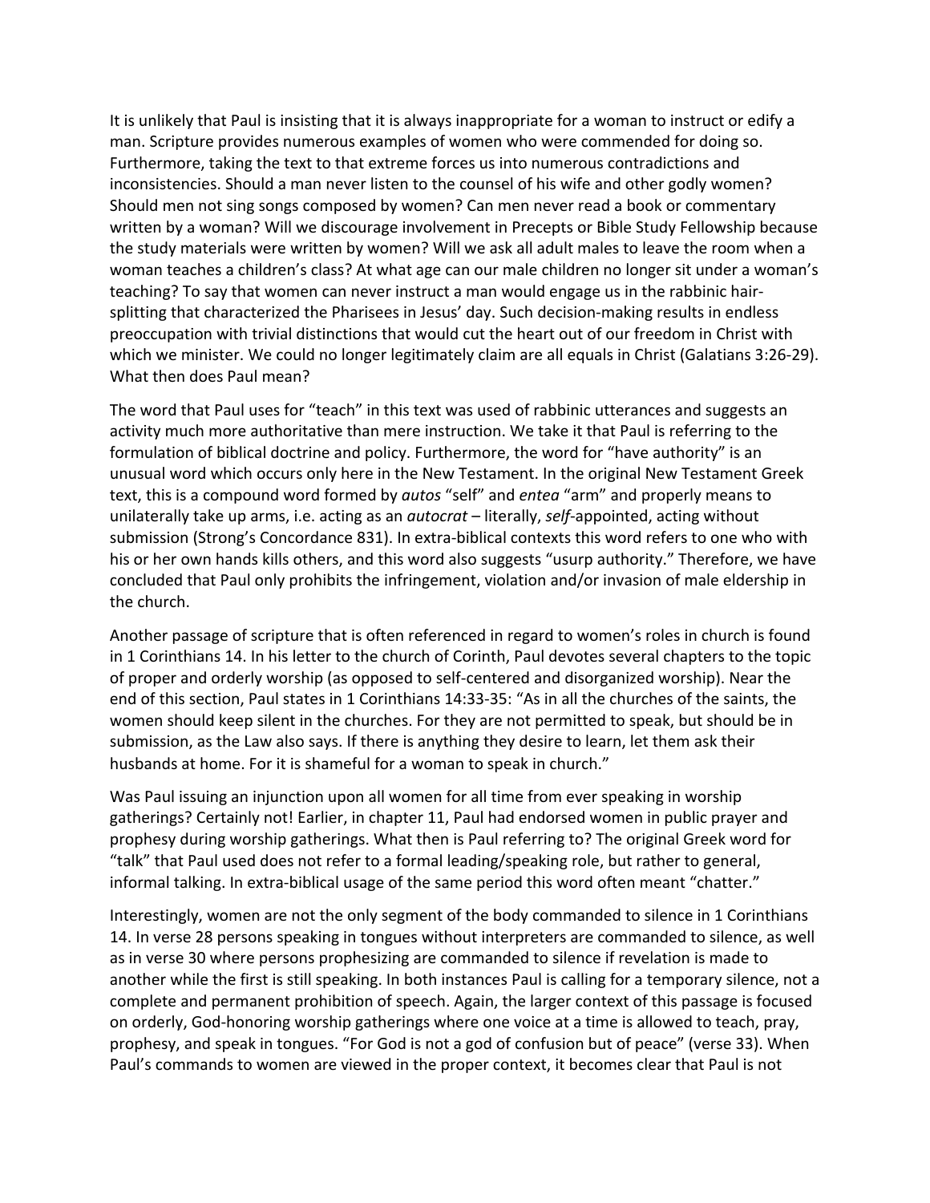It is unlikely that Paul is insisting that it is always inappropriate for a woman to instruct or edify a man. Scripture provides numerous examples of women who were commended for doing so. Furthermore, taking the text to that extreme forces us into numerous contradictions and inconsistencies. Should a man never listen to the counsel of his wife and other godly women? Should men not sing songs composed by women? Can men never read a book or commentary written by a woman? Will we discourage involvement in Precepts or Bible Study Fellowship because the study materials were written by women? Will we ask all adult males to leave the room when a woman teaches a children's class? At what age can our male children no longer sit under a woman's teaching? To say that women can never instruct a man would engage us in the rabbinic hair-splitting that characterized the Pharisees in Jesus' day. Such decision-making results in endless preoccupation with trivial distinctions that would cut the heart out of our freedom in Christ with which we minister. We could no longer legitimately claim are all equals in Christ (Galatians 3:26-29). What then does Paul mean?

The word that Paul uses for "teach" in this text was used of rabbinic utterances and suggests an activity much more authoritative than mere instruction. We take it that Paul is referring to the formulation of biblical doctrine and policy. Furthermore, the word for "have authority" is an unusual word which occurs only here in the New Testament. In the original New Testament Greek text, this is a compound word formed by *autos* "self" and *entea* "arm" and properly means to unilaterally take up arms, i.e. acting as an *autocrat* – literally, *self*-appointed, acting without submission (Strong's Concordance 831). In extra-biblical contexts this word refers to one who with his or her own hands kills others, and this word also suggests "usurp authority." Therefore, we have concluded that Paul only prohibits the infringement, violation and/or invasion of male eldership in the church.

Another passage of scripture that is often referenced in regard to women's roles in church is found in 1 Corinthians 14. In his letter to the church of Corinth, Paul devotes several chapters to the topic of proper and orderly worship (as opposed to self-centered and disorganized worship). Near the end of this section, Paul states in 1 Corinthians 14:33-35: "As in all the churches of the saints, the women should keep silent in the churches. For they are not permitted to speak, but should be in submission, as the Law also says. If there is anything they desire to learn, let them ask their husbands at home. For it is shameful for a woman to speak in church."

Was Paul issuing an injunction upon all women for all time from ever speaking in worship gatherings? Certainly not! Earlier, in chapter 11, Paul had endorsed women in public prayer and prophesy during worship gatherings. What then is Paul referring to? The original Greek word for "talk" that Paul used does not refer to a formal leading/speaking role, but rather to general, informal talking. In extra-biblical usage of the same period this word often meant "chatter."

Interestingly, women are not the only segment of the body commanded to silence in 1 Corinthians 14. In verse 28 persons speaking in tongues without interpreters are commanded to silence, as well as in verse 30 where persons prophesizing are commanded to silence if revelation is made to another while the first is still speaking. In both instances Paul is calling for a temporary silence, not a complete and permanent prohibition of speech. Again, the larger context of this passage is focused on orderly, God-honoring worship gatherings where one voice at a time is allowed to teach, pray, prophesy, and speak in tongues. "For God is not a god of confusion but of peace" (verse 33). When Paul's commands to women are viewed in the proper context, it becomes clear that Paul is not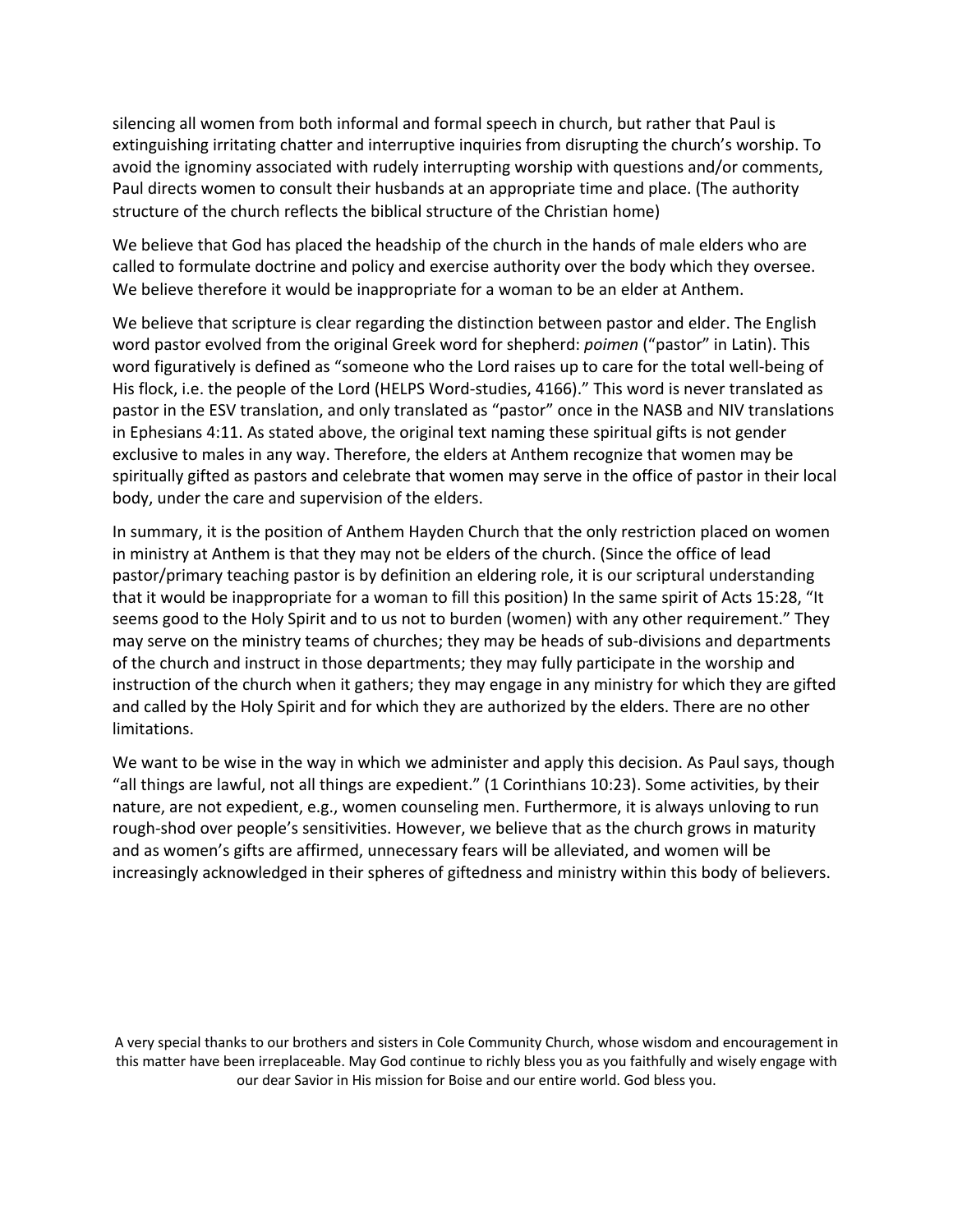silencing all women from both informal and formal speech in church, but rather that Paul is extinguishing irritating chatter and interruptive inquiries from disrupting the church's worship. To avoid the ignominy associated with rudely interrupting worship with questions and/or comments, Paul directs women to consult their husbands at an appropriate time and place. (The authority structure of the church reflects the biblical structure of the Christian home)

We believe that God has placed the headship of the church in the hands of male elders who are called to formulate doctrine and policy and exercise authority over the body which they oversee. We believe therefore it would be inappropriate for a woman to be an elder at Anthem.

We believe that scripture is clear regarding the distinction between pastor and elder. The English word pastor evolved from the original Greek word for shepherd: *poimen* ("pastor" in Latin). This word figuratively is defined as "someone who the Lord raises up to care for the total well-being of His flock, i.e. the people of the Lord (HELPS Word-studies, 4166)." This word is never translated as pastor in the ESV translation, and only translated as "pastor" once in the NASB and NIV translations in Ephesians 4:11. As stated above, the original text naming these spiritual gifts is not gender exclusive to males in any way. Therefore, the elders at Anthem recognize that women may be spiritually gifted as pastors and celebrate that women may serve in the office of pastor in their local body, under the care and supervision of the elders.

In summary, it is the position of Anthem Hayden Church that the only restriction placed on women in ministry at Anthem is that they may not be elders of the church. (Since the office of lead pastor/primary teaching pastor is by definition an eldering role, it is our scriptural understanding that it would be inappropriate for a woman to fill this position) In the same spirit of Acts 15:28, "It seems good to the Holy Spirit and to us not to burden (women) with any other requirement." They may serve on the ministry teams of churches; they may be heads of sub-divisions and departments of the church and instruct in those departments; they may fully participate in the worship and instruction of the church when it gathers; they may engage in any ministry for which they are gifted and called by the Holy Spirit and for which they are authorized by the elders. There are no other limitations.

We want to be wise in the way in which we administer and apply this decision. As Paul says, though "all things are lawful, not all things are expedient." (1 Corinthians 10:23). Some activities, by their nature, are not expedient, e.g., women counseling men. Furthermore, it is always unloving to run rough-shod over people's sensitivities. However, we believe that as the church grows in maturity and as women's gifts are affirmed, unnecessary fears will be alleviated, and women will be increasingly acknowledged in their spheres of giftedness and ministry within this body of believers.

A very special thanks to our brothers and sisters in Cole Community Church, whose wisdom and encouragement in this matter have been irreplaceable. May God continue to richly bless you as you faithfully and wisely engage with our dear Savior in His mission for Boise and our entire world. God bless you.